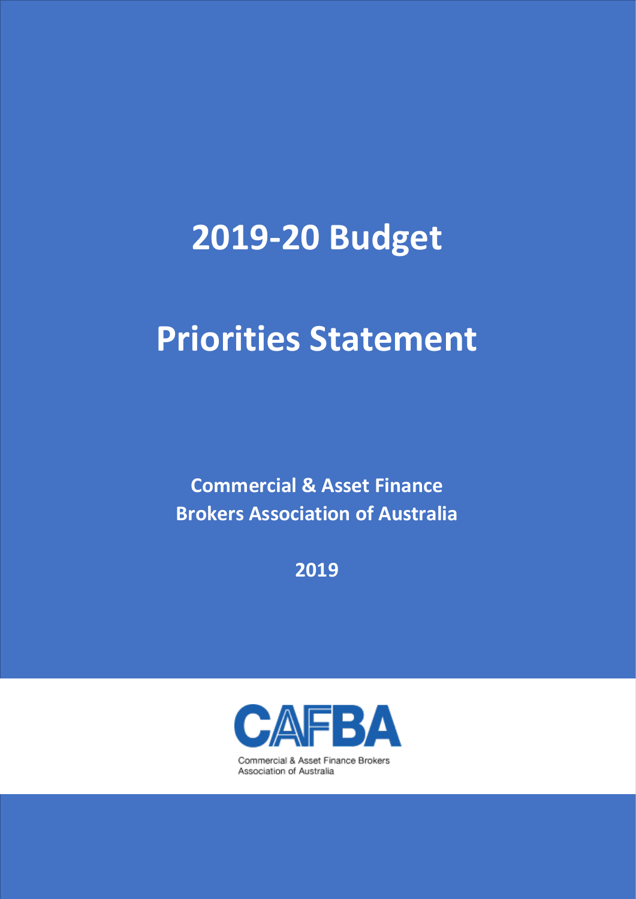# 2019-20 Budget

# Priorities Statement

**Commercial & Asset Finance Brokers Association of Australia**

**2019**

CAFBA

Commercial & Asset Finance Brokers Association of Australia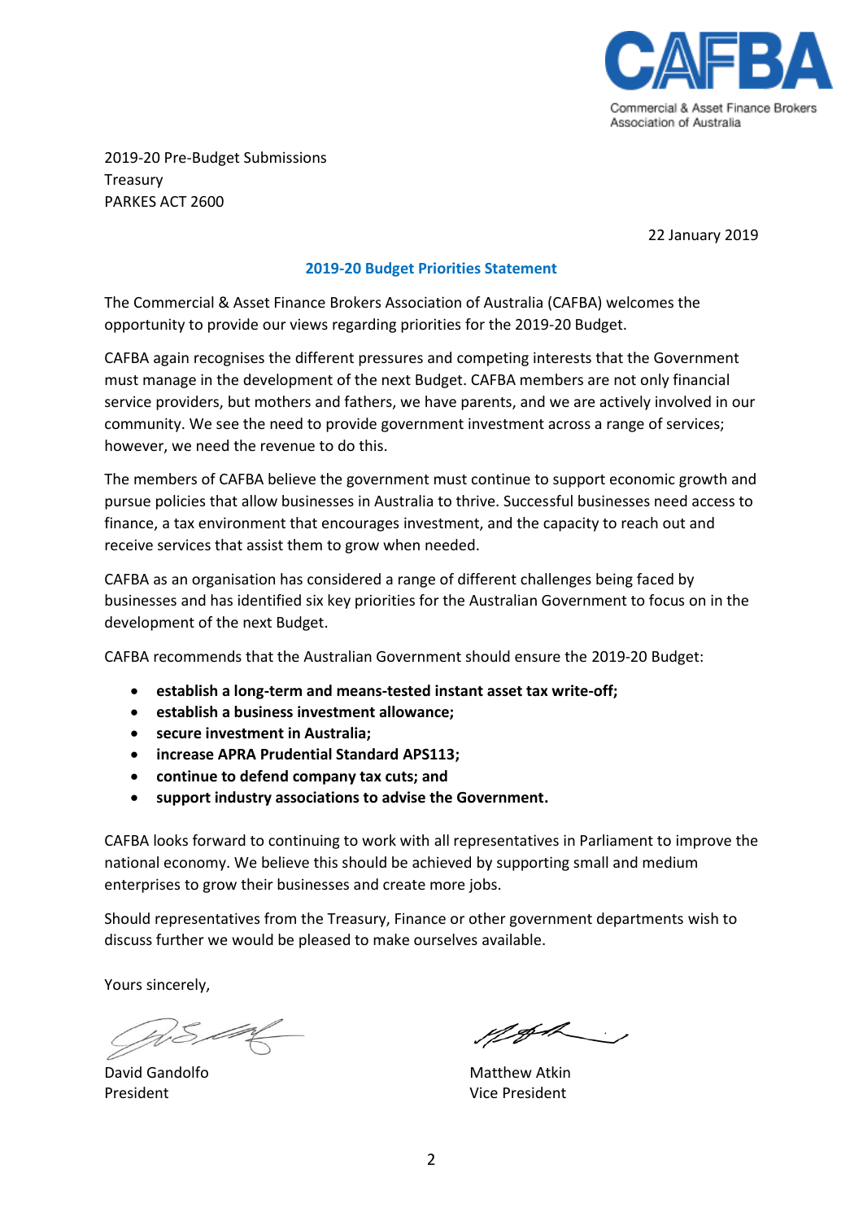CAFBA
Commercial & Asset Finance Brokers Association of Australia

2019-20 Pre-Budget Submissions
Treasury
PARKES ACT 2600

22 January 2019

## 2019-20 Budget Priorities Statement

The Commercial & Asset Finance Brokers Association of Australia (CAFBA) welcomes the opportunity to provide our views regarding priorities for the 2019-20 Budget.

CAFBA again recognises the different pressures and competing interests that the Government must manage in the development of the next Budget. CAFBA members are not only financial service providers, but mothers and fathers, we have parents, and we are actively involved in our community. We see the need to provide government investment across a range of services; however, we need the revenue to do this.

The members of CAFBA believe the government must continue to support economic growth and pursue policies that allow businesses in Australia to thrive. Successful businesses need access to finance, a tax environment that encourages investment, and the capacity to reach out and receive services that assist them to grow when needed.

CAFBA as an organisation has considered a range of different challenges being faced by businesses and has identified six key priorities for the Australian Government to focus on in the development of the next Budget.

CAFBA recommends that the Australian Government should ensure the 2019-20 Budget:

- **establish a long-term and means-tested instant asset tax write-off;**
- **establish a business investment allowance;**
- **secure investment in Australia;**
- **increase APRA Prudential Standard APS113;**
- **continue to defend company tax cuts; and**
- **support industry associations to advise the Government.**

CAFBA looks forward to continuing to work with all representatives in Parliament to improve the national economy. We believe this should be achieved by supporting small and medium enterprises to grow their businesses and create more jobs.

Should representatives from the Treasury, Finance or other government departments wish to discuss further we would be pleased to make ourselves available.

Yours sincerely,

David Gandolfo
President

Matthew Atkin
Vice President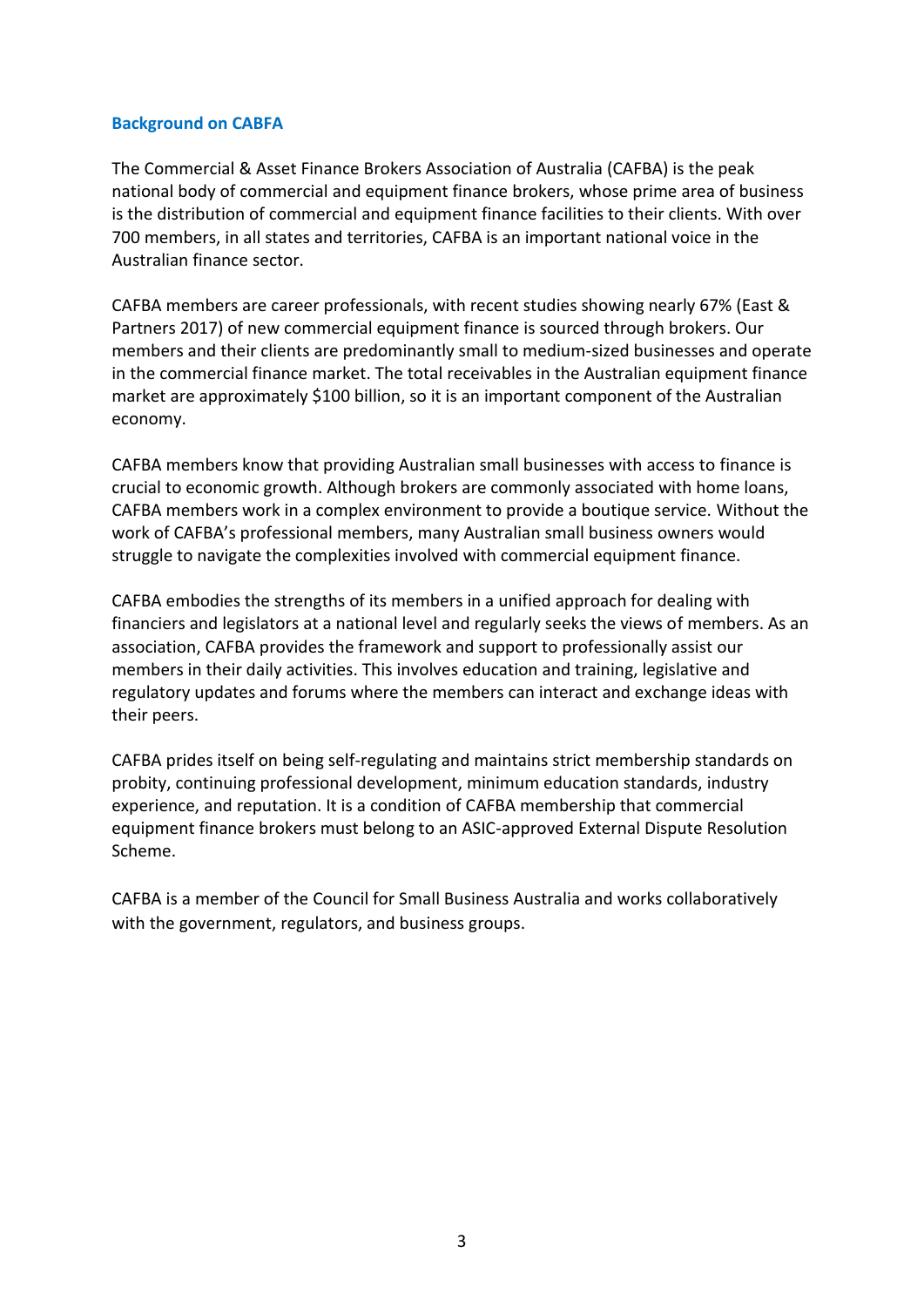## Background on CABFA

The Commercial & Asset Finance Brokers Association of Australia (CAFBA) is the peak national body of commercial and equipment finance brokers, whose prime area of business is the distribution of commercial and equipment finance facilities to their clients. With over 700 members, in all states and territories, CAFBA is an important national voice in the Australian finance sector.

CAFBA members are career professionals, with recent studies showing nearly 67% (East & Partners 2017) of new commercial equipment finance is sourced through brokers. Our members and their clients are predominantly small to medium-sized businesses and operate in the commercial finance market. The total receivables in the Australian equipment finance market are approximately $100 billion, so it is an important component of the Australian economy.

CAFBA members know that providing Australian small businesses with access to finance is crucial to economic growth. Although brokers are commonly associated with home loans, CAFBA members work in a complex environment to provide a boutique service. Without the work of CAFBA's professional members, many Australian small business owners would struggle to navigate the complexities involved with commercial equipment finance.

CAFBA embodies the strengths of its members in a unified approach for dealing with financiers and legislators at a national level and regularly seeks the views of members. As an association, CAFBA provides the framework and support to professionally assist our members in their daily activities. This involves education and training, legislative and regulatory updates and forums where the members can interact and exchange ideas with their peers.

CAFBA prides itself on being self-regulating and maintains strict membership standards on probity, continuing professional development, minimum education standards, industry experience, and reputation. It is a condition of CAFBA membership that commercial equipment finance brokers must belong to an ASIC-approved External Dispute Resolution Scheme.

CAFBA is a member of the Council for Small Business Australia and works collaboratively with the government, regulators, and business groups.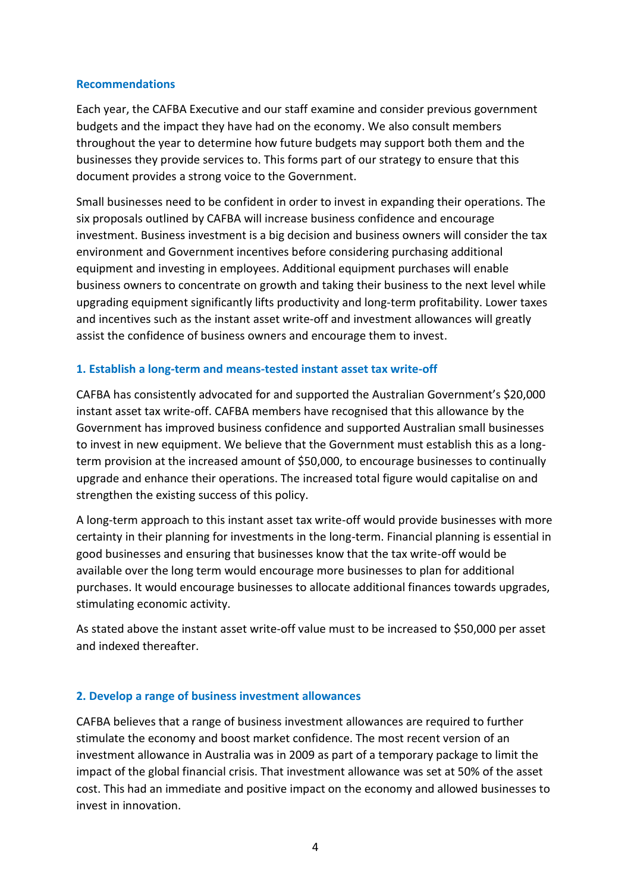## Recommendations

Each year, the CAFBA Executive and our staff examine and consider previous government budgets and the impact they have had on the economy. We also consult members throughout the year to determine how future budgets may support both them and the businesses they provide services to. This forms part of our strategy to ensure that this document provides a strong voice to the Government.

Small businesses need to be confident in order to invest in expanding their operations. The six proposals outlined by CAFBA will increase business confidence and encourage investment. Business investment is a big decision and business owners will consider the tax environment and Government incentives before considering purchasing additional equipment and investing in employees. Additional equipment purchases will enable business owners to concentrate on growth and taking their business to the next level while upgrading equipment significantly lifts productivity and long-term profitability. Lower taxes and incentives such as the instant asset write-off and investment allowances will greatly assist the confidence of business owners and encourage them to invest.

### 1. Establish a long-term and means-tested instant asset tax write-off

CAFBA has consistently advocated for and supported the Australian Government's $20,000 instant asset tax write-off. CAFBA members have recognised that this allowance by the Government has improved business confidence and supported Australian small businesses to invest in new equipment. We believe that the Government must establish this as a long-term provision at the increased amount of $50,000, to encourage businesses to continually upgrade and enhance their operations. The increased total figure would capitalise on and strengthen the existing success of this policy.

A long-term approach to this instant asset tax write-off would provide businesses with more certainty in their planning for investments in the long-term. Financial planning is essential in good businesses and ensuring that businesses know that the tax write-off would be available over the long term would encourage more businesses to plan for additional purchases. It would encourage businesses to allocate additional finances towards upgrades, stimulating economic activity.

As stated above the instant asset write-off value must to be increased to $50,000 per asset and indexed thereafter.

### 2. Develop a range of business investment allowances

CAFBA believes that a range of business investment allowances are required to further stimulate the economy and boost market confidence. The most recent version of an investment allowance in Australia was in 2009 as part of a temporary package to limit the impact of the global financial crisis. That investment allowance was set at 50% of the asset cost. This had an immediate and positive impact on the economy and allowed businesses to invest in innovation.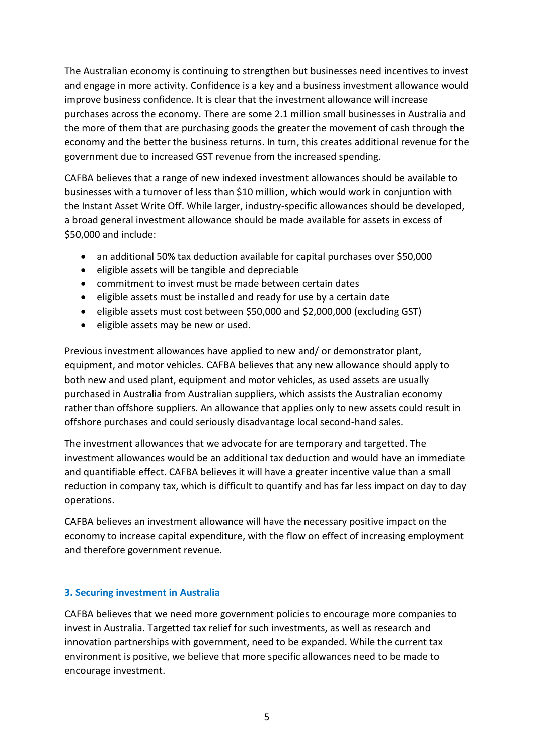The Australian economy is continuing to strengthen but businesses need incentives to invest and engage in more activity. Confidence is a key and a business investment allowance would improve business confidence. It is clear that the investment allowance will increase purchases across the economy. There are some 2.1 million small businesses in Australia and the more of them that are purchasing goods the greater the movement of cash through the economy and the better the business returns. In turn, this creates additional revenue for the government due to increased GST revenue from the increased spending.

CAFBA believes that a range of new indexed investment allowances should be available to businesses with a turnover of less than $10 million, which would work in conjuntion with the Instant Asset Write Off. While larger, industry-specific allowances should be developed, a broad general investment allowance should be made available for assets in excess of $50,000 and include:

- an additional 50% tax deduction available for capital purchases over $50,000
- eligible assets will be tangible and depreciable
- commitment to invest must be made between certain dates
- eligible assets must be installed and ready for use by a certain date
- eligible assets must cost between $50,000 and $2,000,000 (excluding GST)
- eligible assets may be new or used.

Previous investment allowances have applied to new and/ or demonstrator plant, equipment, and motor vehicles. CAFBA believes that any new allowance should apply to both new and used plant, equipment and motor vehicles, as used assets are usually purchased in Australia from Australian suppliers, which assists the Australian economy rather than offshore suppliers. An allowance that applies only to new assets could result in offshore purchases and could seriously disadvantage local second-hand sales.

The investment allowances that we advocate for are temporary and targetted. The investment allowances would be an additional tax deduction and would have an immediate and quantifiable effect. CAFBA believes it will have a greater incentive value than a small reduction in company tax, which is difficult to quantify and has far less impact on day to day operations.

CAFBA believes an investment allowance will have the necessary positive impact on the economy to increase capital expenditure, with the flow on effect of increasing employment and therefore government revenue.

### 3. Securing investment in Australia

CAFBA believes that we need more government policies to encourage more companies to invest in Australia. Targetted tax relief for such investments, as well as research and innovation partnerships with government, need to be expanded. While the current tax environment is positive, we believe that more specific allowances need to be made to encourage investment.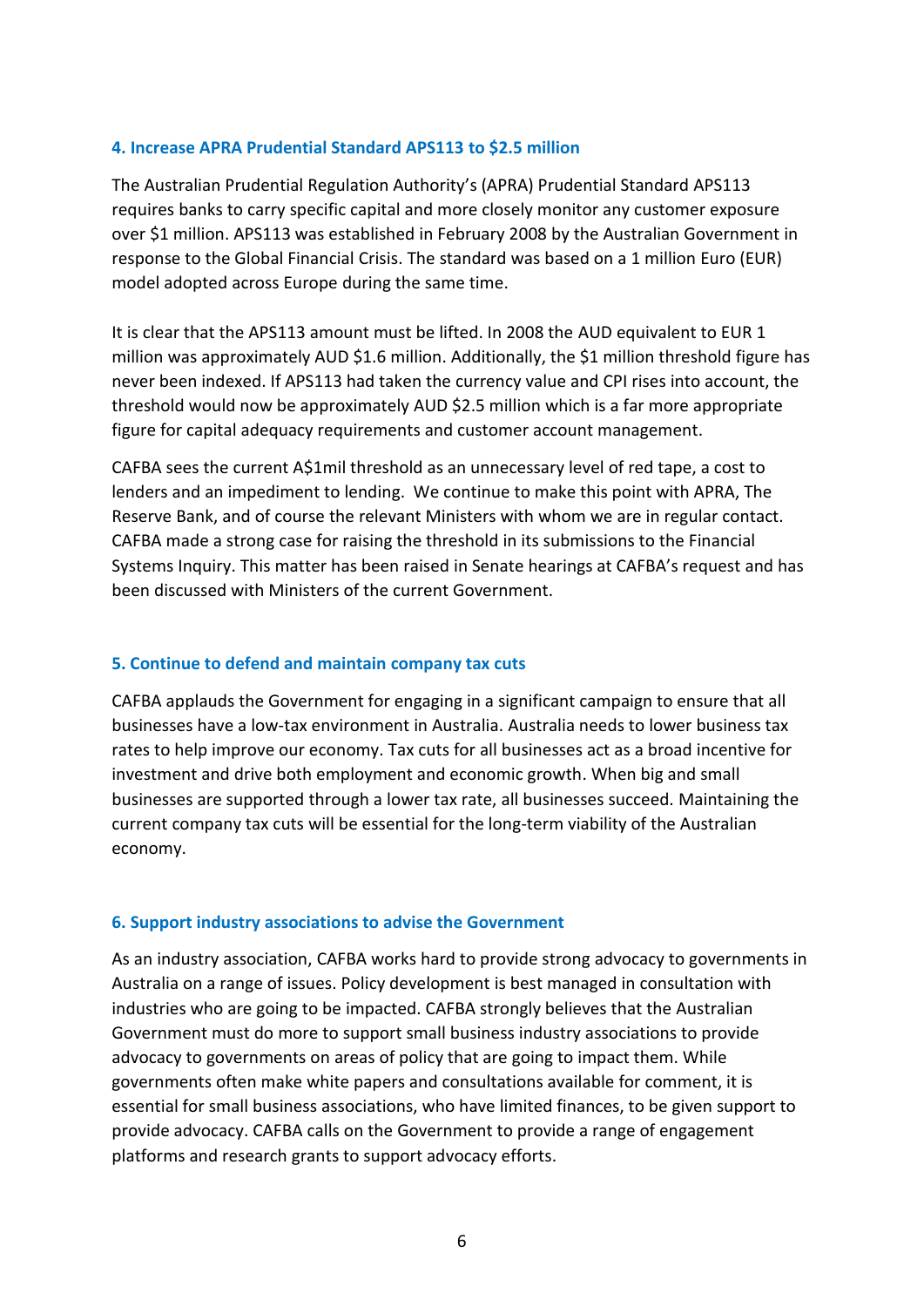### 4. Increase APRA Prudential Standard APS113 to $2.5 million

The Australian Prudential Regulation Authority's (APRA) Prudential Standard APS113 requires banks to carry specific capital and more closely monitor any customer exposure over $1 million. APS113 was established in February 2008 by the Australian Government in response to the Global Financial Crisis. The standard was based on a 1 million Euro (EUR) model adopted across Europe during the same time.

It is clear that the APS113 amount must be lifted. In 2008 the AUD equivalent to EUR 1 million was approximately AUD $1.6 million. Additionally, the $1 million threshold figure has never been indexed. If APS113 had taken the currency value and CPI rises into account, the threshold would now be approximately AUD $2.5 million which is a far more appropriate figure for capital adequacy requirements and customer account management.

CAFBA sees the current A$1mil threshold as an unnecessary level of red tape, a cost to lenders and an impediment to lending. We continue to make this point with APRA, The Reserve Bank, and of course the relevant Ministers with whom we are in regular contact. CAFBA made a strong case for raising the threshold in its submissions to the Financial Systems Inquiry. This matter has been raised in Senate hearings at CAFBA's request and has been discussed with Ministers of the current Government.

### 5. Continue to defend and maintain company tax cuts

CAFBA applauds the Government for engaging in a significant campaign to ensure that all businesses have a low-tax environment in Australia. Australia needs to lower business tax rates to help improve our economy. Tax cuts for all businesses act as a broad incentive for investment and drive both employment and economic growth. When big and small businesses are supported through a lower tax rate, all businesses succeed. Maintaining the current company tax cuts will be essential for the long-term viability of the Australian economy.

### 6. Support industry associations to advise the Government

As an industry association, CAFBA works hard to provide strong advocacy to governments in Australia on a range of issues. Policy development is best managed in consultation with industries who are going to be impacted. CAFBA strongly believes that the Australian Government must do more to support small business industry associations to provide advocacy to governments on areas of policy that are going to impact them. While governments often make white papers and consultations available for comment, it is essential for small business associations, who have limited finances, to be given support to provide advocacy. CAFBA calls on the Government to provide a range of engagement platforms and research grants to support advocacy efforts.